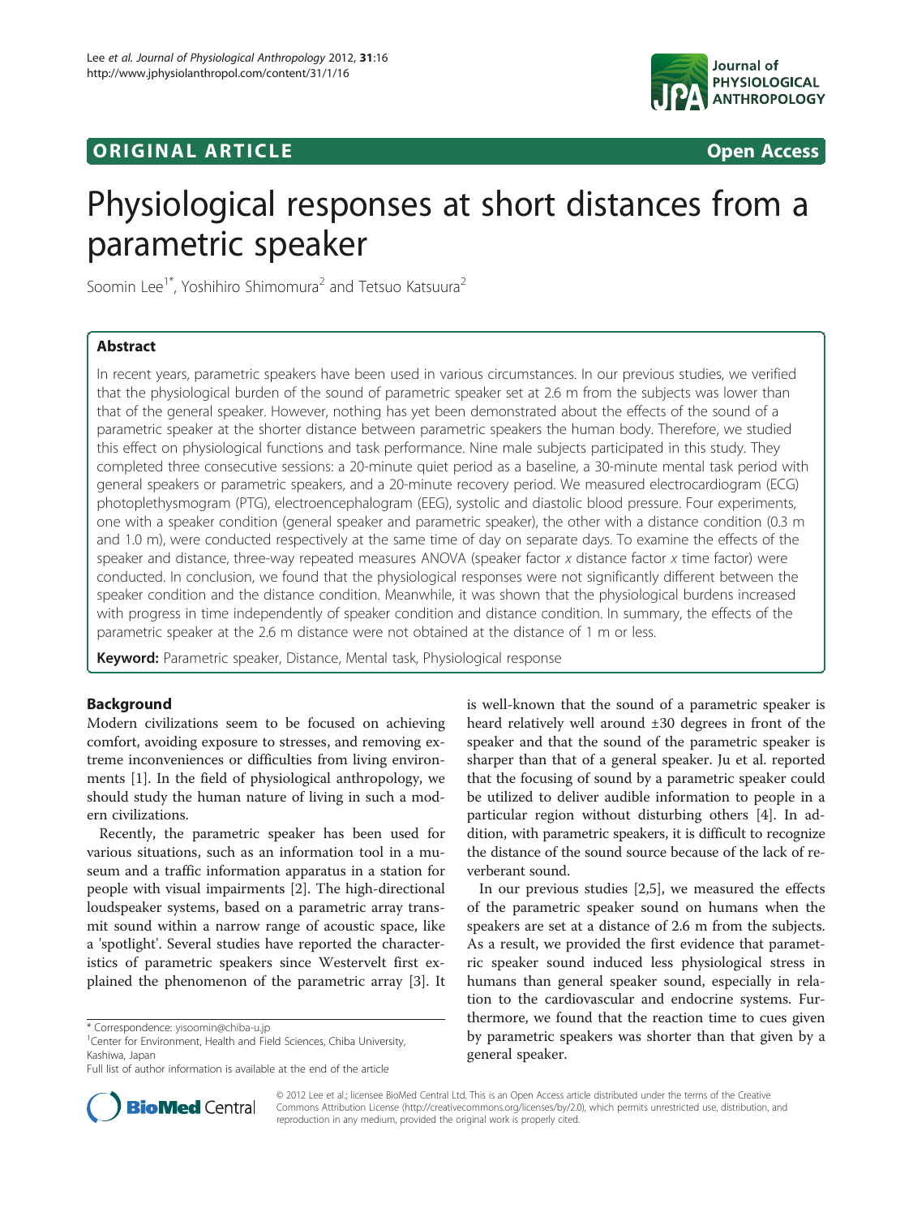**ORIGINAL ARTICLE** **Open Access**

# Physiological responses at short distances from a parametric speaker

Soomin Lee[1*], Yoshihiro Shimomura[2] and Tetsuo Katsuura[2]

## Abstract

In recent years, parametric speakers have been used in various circumstances. In our previous studies, we verified that the physiological burden of the sound of parametric speaker set at 2.6 m from the subjects was lower than that of the general speaker. However, nothing has yet been demonstrated about the effects of the sound of a parametric speaker at the shorter distance between parametric speakers the human body. Therefore, we studied this effect on physiological functions and task performance. Nine male subjects participated in this study. They completed three consecutive sessions: a 20-minute quiet period as a baseline, a 30-minute mental task period with general speakers or parametric speakers, and a 20-minute recovery period. We measured electrocardiogram (ECG) photoplethysmogram (PTG), electroencephalogram (EEG), systolic and diastolic blood pressure. Four experiments, one with a speaker condition (general speaker and parametric speaker), the other with a distance condition (0.3 m and 1.0 m), were conducted respectively at the same time of day on separate days. To examine the effects of the speaker and distance, three-way repeated measures ANOVA (speaker factor *x* distance factor *x* time factor) were conducted. In conclusion, we found that the physiological responses were not significantly different between the speaker condition and the distance condition. Meanwhile, it was shown that the physiological burdens increased with progress in time independently of speaker condition and distance condition. In summary, the effects of the parametric speaker at the 2.6 m distance were not obtained at the distance of 1 m or less.

**Keyword:** Parametric speaker, Distance, Mental task, Physiological response

## Background

Modern civilizations seem to be focused on achieving comfort, avoiding exposure to stresses, and removing extreme inconveniences or difficulties from living environments [1]. In the field of physiological anthropology, we should study the human nature of living in such a modern civilizations.

Recently, the parametric speaker has been used for various situations, such as an information tool in a museum and a traffic information apparatus in a station for people with visual impairments [2]. The high-directional loudspeaker systems, based on a parametric array transmit sound within a narrow range of acoustic space, like a 'spotlight'. Several studies have reported the characteristics of parametric speakers since Westervelt first explained the phenomenon of the parametric array [3]. It is well-known that the sound of a parametric speaker is heard relatively well around ±30 degrees in front of the speaker and that the sound of the parametric speaker is sharper than that of a general speaker. Ju et al. reported that the focusing of sound by a parametric speaker could be utilized to deliver audible information to people in a particular region without disturbing others [4]. In addition, with parametric speakers, it is difficult to recognize the distance of the sound source because of the lack of reverberant sound.

In our previous studies [2,5], we measured the effects of the parametric speaker sound on humans when the speakers are set at a distance of 2.6 m from the subjects. As a result, we provided the first evidence that parametric speaker sound induced less physiological stress in humans than general speaker sound, especially in relation to the cardiovascular and endocrine systems. Furthermore, we found that the reaction time to cues given by parametric speakers was shorter than that given by a general speaker.

\* Correspondence: yisoomin@chiba-u.jp
[1]Center for Environment, Health and Field Sciences, Chiba University, Kashiwa, Japan
Full list of author information is available at the end of the article

© 2012 Lee et al.; licensee BioMed Central Ltd. This is an Open Access article distributed under the terms of the Creative Commons Attribution License (http://creativecommons.org/licenses/by/2.0), which permits unrestricted use, distribution, and reproduction in any medium, provided the original work is properly cited.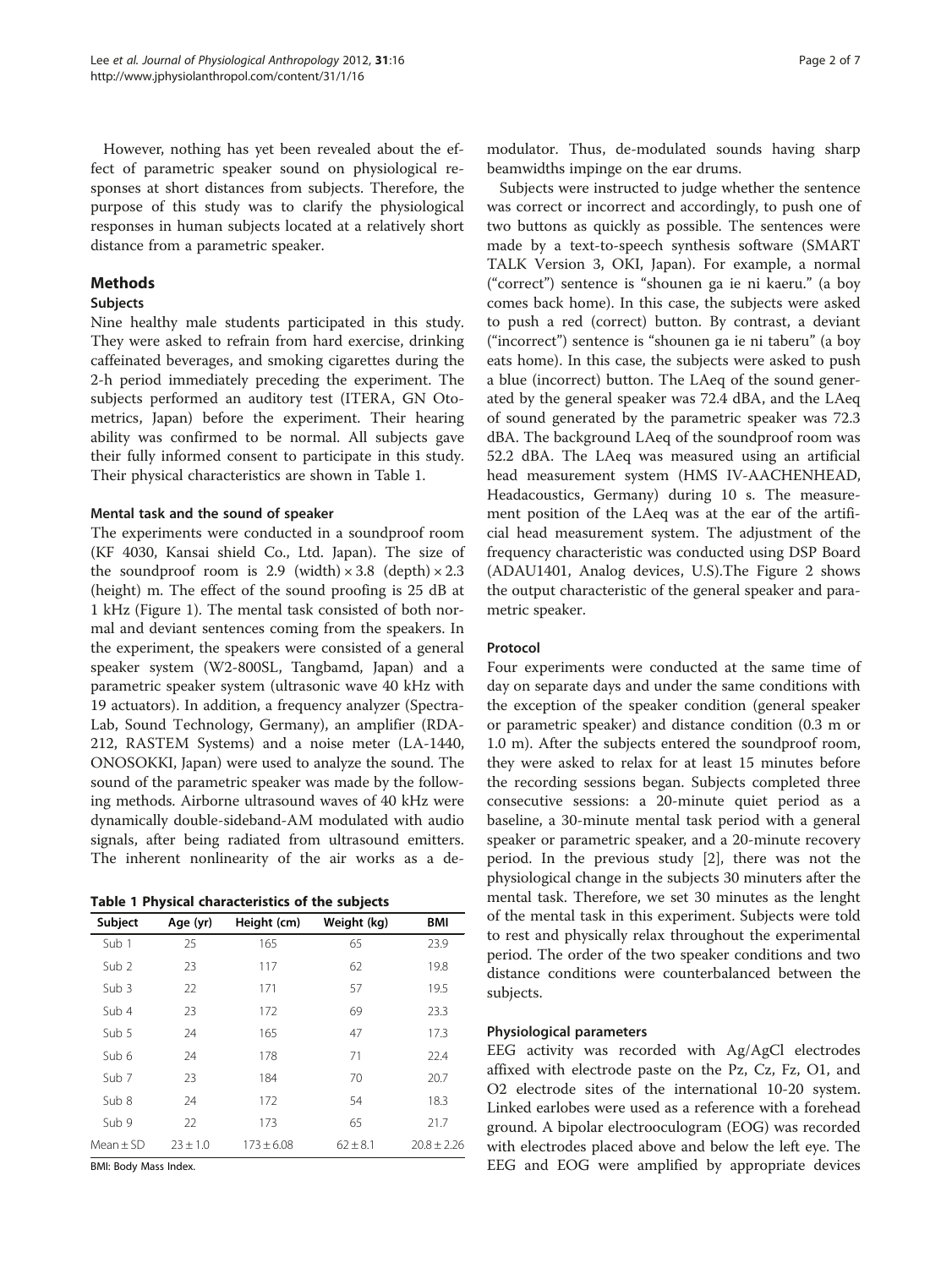However, nothing has yet been revealed about the effect of parametric speaker sound on physiological responses at short distances from subjects. Therefore, the purpose of this study was to clarify the physiological responses in human subjects located at a relatively short distance from a parametric speaker.

## Methods

### Subjects

Nine healthy male students participated in this study. They were asked to refrain from hard exercise, drinking caffeinated beverages, and smoking cigarettes during the 2-h period immediately preceding the experiment. The subjects performed an auditory test (ITERA, GN Otometrics, Japan) before the experiment. Their hearing ability was confirmed to be normal. All subjects gave their fully informed consent to participate in this study. Their physical characteristics are shown in Table 1.

#### Mental task and the sound of speaker

The experiments were conducted in a soundproof room (KF 4030, Kansai shield Co., Ltd. Japan). The size of the soundproof room is 2.9 (width) × 3.8 (depth) × 2.3 (height) m. The effect of the sound proofing is 25 dB at 1 kHz (Figure 1). The mental task consisted of both normal and deviant sentences coming from the speakers. In the experiment, the speakers were consisted of a general speaker system (W2-800SL, Tangbamd, Japan) and a parametric speaker system (ultrasonic wave 40 kHz with 19 actuators). In addition, a frequency analyzer (Spectra-Lab, Sound Technology, Germany), an amplifier (RDA-212, RASTEM Systems) and a noise meter (LA-1440, ONOSOKKI, Japan) were used to analyze the sound. The sound of the parametric speaker was made by the following methods. Airborne ultrasound waves of 40 kHz were dynamically double-sideband-AM modulated with audio signals, after being radiated from ultrasound emitters. The inherent nonlinearity of the air works as a demodulator. Thus, de-modulated sounds having sharp beamwidths impinge on the ear drums.

**Table 1 Physical characteristics of the subjects**

| Subject | Age (yr) | Height (cm) | Weight (kg) | BMI |
|---|---|---|---|---|
| Sub 1 | 25 | 165 | 65 | 23.9 |
| Sub 2 | 23 | 117 | 62 | 19.8 |
| Sub 3 | 22 | 171 | 57 | 19.5 |
| Sub 4 | 23 | 172 | 69 | 23.3 |
| Sub 5 | 24 | 165 | 47 | 17.3 |
| Sub 6 | 24 | 178 | 71 | 22.4 |
| Sub 7 | 23 | 184 | 70 | 20.7 |
| Sub 8 | 24 | 172 | 54 | 18.3 |
| Sub 9 | 22 | 173 | 65 | 21.7 |
| Mean ± SD | 23 ± 1.0 | 173 ± 6.08 | 62 ± 8.1 | 20.8 ± 2.26 |

BMI: Body Mass Index.

Subjects were instructed to judge whether the sentence was correct or incorrect and accordingly, to push one of two buttons as quickly as possible. The sentences were made by a text-to-speech synthesis software (SMART TALK Version 3, OKI, Japan). For example, a normal ("correct") sentence is "shounen ga ie ni kaeru." (a boy comes back home). In this case, the subjects were asked to push a red (correct) button. By contrast, a deviant ("incorrect") sentence is "shounen ga ie ni taberu" (a boy eats home). In this case, the subjects were asked to push a blue (incorrect) button. The LAeq of the sound generated by the general speaker was 72.4 dBA, and the LAeq of sound generated by the parametric speaker was 72.3 dBA. The background LAeq of the soundproof room was 52.2 dBA. The LAeq was measured using an artificial head measurement system (HMS IV-AACHENHEAD, Headacoustics, Germany) during 10 s. The measurement position of the LAeq was at the ear of the artificial head measurement system. The adjustment of the frequency characteristic was conducted using DSP Board (ADAU1401, Analog devices, U.S).The Figure 2 shows the output characteristic of the general speaker and parametric speaker.

### Protocol

Four experiments were conducted at the same time of day on separate days and under the same conditions with the exception of the speaker condition (general speaker or parametric speaker) and distance condition (0.3 m or 1.0 m). After the subjects entered the soundproof room, they were asked to relax for at least 15 minutes before the recording sessions began. Subjects completed three consecutive sessions: a 20-minute quiet period as a baseline, a 30-minute mental task period with a general speaker or parametric speaker, and a 20-minute recovery period. In the previous study [2], there was not the physiological change in the subjects 30 minuters after the mental task. Therefore, we set 30 minutes as the lenght of the mental task in this experiment. Subjects were told to rest and physically relax throughout the experimental period. The order of the two speaker conditions and two distance conditions were counterbalanced between the subjects.

### Physiological parameters

EEG activity was recorded with Ag/AgCl electrodes affixed with electrode paste on the Pz, Cz, Fz, O1, and O2 electrode sites of the international 10-20 system. Linked earlobes were used as a reference with a forehead ground. A bipolar electrooculogram (EOG) was recorded with electrodes placed above and below the left eye. The EEG and EOG were amplified by appropriate devices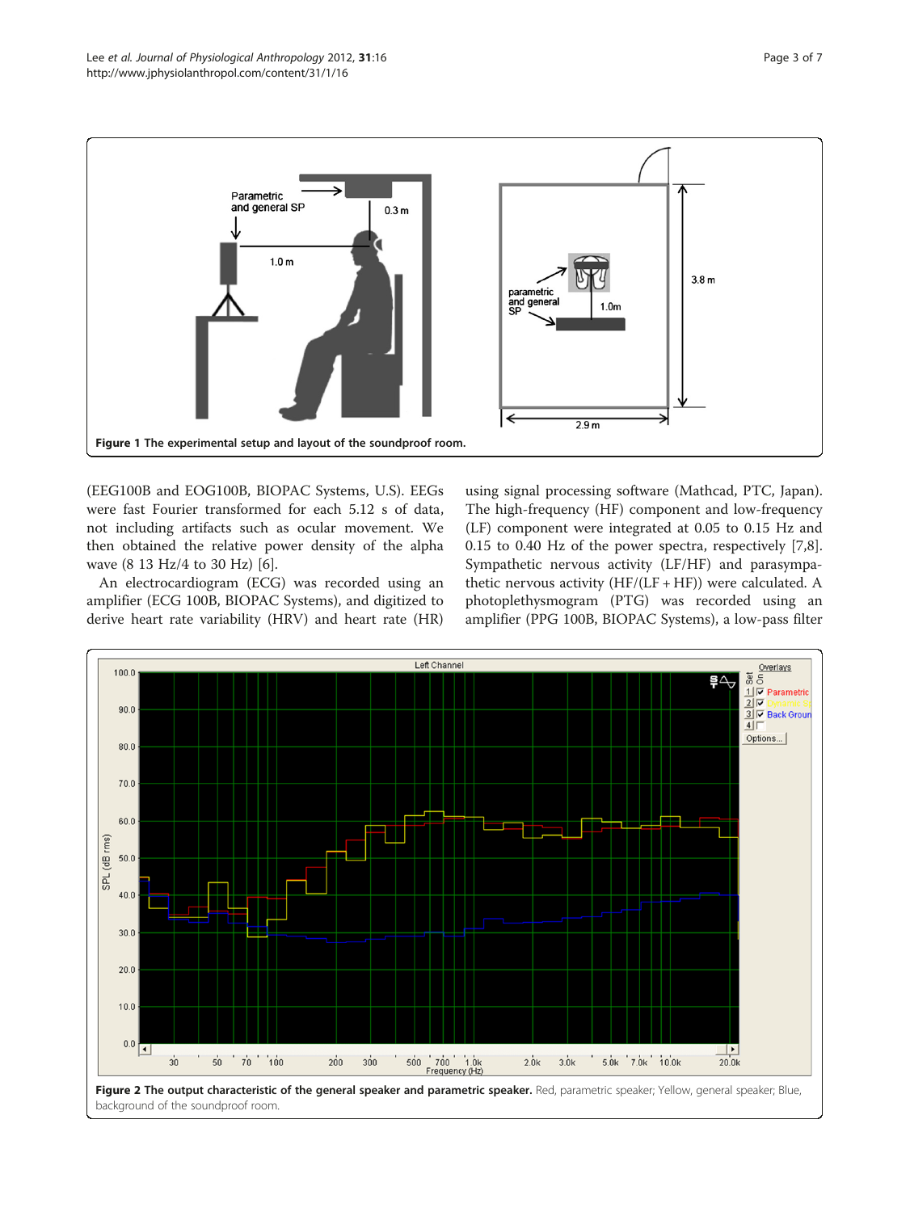Figure 1 The experimental setup and layout of the soundproof room.

(EEG100B and EOG100B, BIOPAC Systems, U.S). EEGs were fast Fourier transformed for each 5.12 s of data, not including artifacts such as ocular movement. We then obtained the relative power density of the alpha wave (8 13 Hz/4 to 30 Hz) [6].

An electrocardiogram (ECG) was recorded using an amplifier (ECG 100B, BIOPAC Systems), and digitized to derive heart rate variability (HRV) and heart rate (HR) using signal processing software (Mathcad, PTC, Japan). The high-frequency (HF) component and low-frequency (LF) component were integrated at 0.05 to 0.15 Hz and 0.15 to 0.40 Hz of the power spectra, respectively [7,8]. Sympathetic nervous activity (LF/HF) and parasympathetic nervous activity (HF/(LF + HF)) were calculated. A photoplethysmogram (PTG) was recorded using an amplifier (PPG 100B, BIOPAC Systems), a low-pass filter

**Figure 2 The output characteristic of the general speaker and parametric speaker.** Red, parametric speaker; Yellow, general speaker; Blue, background of the soundproof room.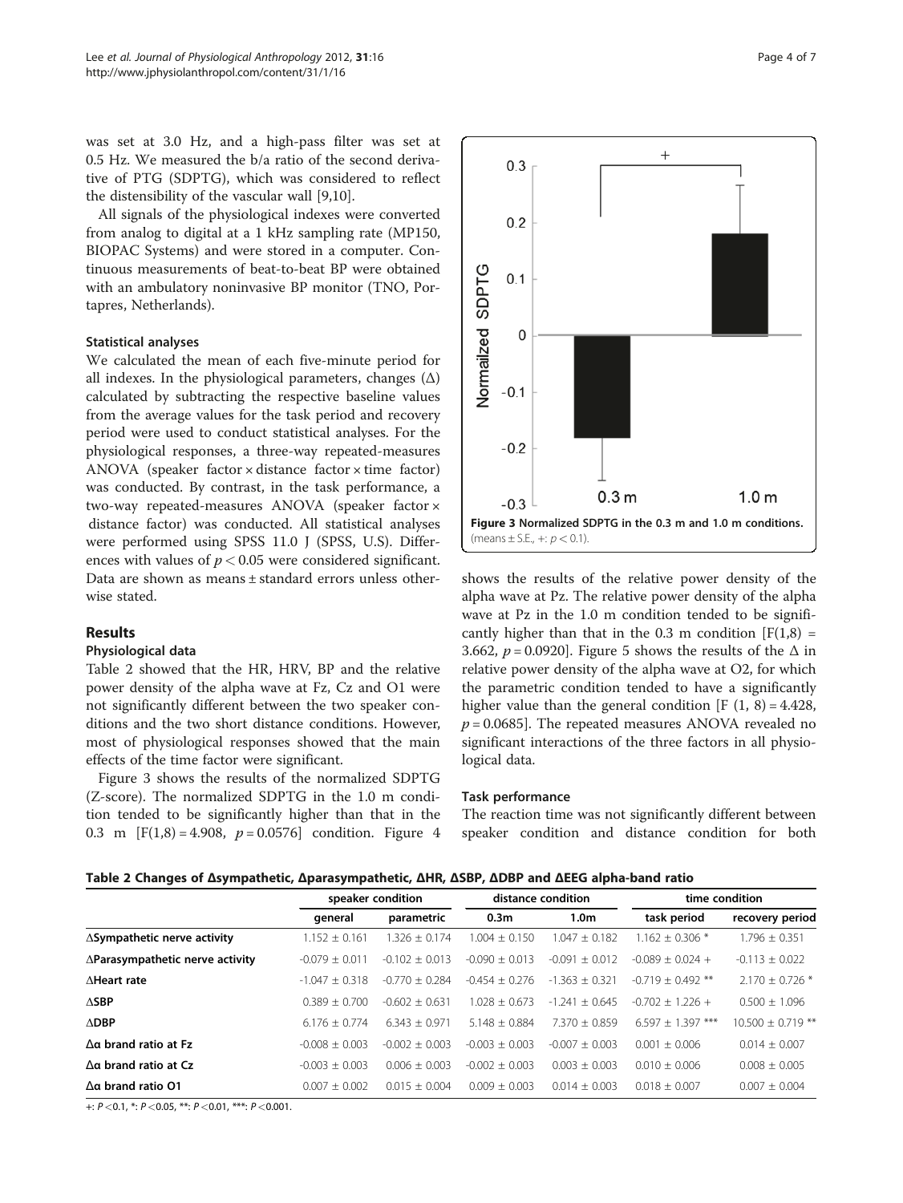was set at 3.0 Hz, and a high-pass filter was set at 0.5 Hz. We measured the b/a ratio of the second derivative of PTG (SDPTG), which was considered to reflect the distensibility of the vascular wall [9,10].

All signals of the physiological indexes were converted from analog to digital at a 1 kHz sampling rate (MP150, BIOPAC Systems) and were stored in a computer. Continuous measurements of beat-to-beat BP were obtained with an ambulatory noninvasive BP monitor (TNO, Portapres, Netherlands).

### Statistical analyses

We calculated the mean of each five-minute period for all indexes. In the physiological parameters, changes (Δ) calculated by subtracting the respective baseline values from the average values for the task period and recovery period were used to conduct statistical analyses. For the physiological responses, a three-way repeated-measures ANOVA (speaker factor × distance factor × time factor) was conducted. By contrast, in the task performance, a two-way repeated-measures ANOVA (speaker factor × distance factor) was conducted. All statistical analyses were performed using SPSS 11.0 J (SPSS, U.S). Differences with values of $p < 0.05$ were considered significant. Data are shown as means ± standard errors unless otherwise stated.

## Results

### Physiological data

Table 2 showed that the HR, HRV, BP and the relative power density of the alpha wave at Fz, Cz and O1 were not significantly different between the two speaker conditions and the two short distance conditions. However, most of physiological responses showed that the main effects of the time factor were significant.

Figure 3 shows the results of the normalized SDPTG (Z-score). The normalized SDPTG in the 1.0 m condition tended to be significantly higher than that in the 0.3 m [$F(1,8) = 4.908$, $p = 0.0576$] condition. Figure 4 shows the results of the relative power density of the alpha wave at Pz. The relative power density of the alpha wave at Pz in the 1.0 m condition tended to be significantly higher than that in the 0.3 m condition [$F(1,8) = 3.662$, $p = 0.0920$]. Figure 5 shows the results of the Δ in relative power density of the alpha wave at O2, for which the parametric condition tended to have a significantly higher value than the general condition [$F(1, 8) = 4.428$, $p = 0.0685$]. The repeated measures ANOVA revealed no significant interactions of the three factors in all physiological data.

**Figure 3 Normalized SDPTG in the 0.3 m and 1.0 m conditions.** (means ± S.E., +: $p < 0.1$).

### Task performance

The reaction time was not significantly different between speaker condition and distance condition for both

**Table 2 Changes of Δsympathetic, Δparasympathetic, ΔHR, ΔSBP, ΔDBP and ΔEEG alpha-band ratio**

| | speaker condition | | distance condition | | time condition | |
|---|---|---|---|---|---|---|
| | general | parametric | 0.3m | 1.0m | task period | recovery period |
| ΔSympathetic nerve activity | 1.152 ± 0.161 | 1.326 ± 0.174 | 1.004 ± 0.150 | 1.047 ± 0.182 | 1.162 ± 0.306 * | 1.796 ± 0.351 |
| ΔParasympathetic nerve activity | -0.079 ± 0.011 | -0.102 ± 0.013 | -0.090 ± 0.013 | -0.091 ± 0.012 | -0.089 ± 0.024 + | -0.113 ± 0.022 |
| ΔHeart rate | -1.047 ± 0.318 | -0.770 ± 0.284 | -0.454 ± 0.276 | -1.363 ± 0.321 | -0.719 ± 0.492 ** | 2.170 ± 0.726 * |
| ΔSBP | 0.389 ± 0.700 | -0.602 ± 0.631 | 1.028 ± 0.673 | -1.241 ± 0.645 | -0.702 ± 1.226 + | 0.500 ± 1.096 |
| ΔDBP | 6.176 ± 0.774 | 6.343 ± 0.971 | 5.148 ± 0.884 | 7.370 ± 0.859 | 6.597 ± 1.397 *** | 10.500 ± 0.719 ** |
| Δα brand ratio at Fz | -0.008 ± 0.003 | -0.002 ± 0.003 | -0.003 ± 0.003 | -0.007 ± 0.003 | 0.001 ± 0.006 | 0.014 ± 0.007 |
| Δα brand ratio at Cz | -0.003 ± 0.003 | 0.006 ± 0.003 | -0.002 ± 0.003 | 0.003 ± 0.003 | 0.010 ± 0.006 | 0.008 ± 0.005 |
| Δα brand ratio O1 | 0.007 ± 0.002 | 0.015 ± 0.004 | 0.009 ± 0.003 | 0.014 ± 0.003 | 0.018 ± 0.007 | 0.007 ± 0.004 |

+: $P < 0.1$, *: $P < 0.05$, **: $P < 0.01$, ***: $P < 0.001$.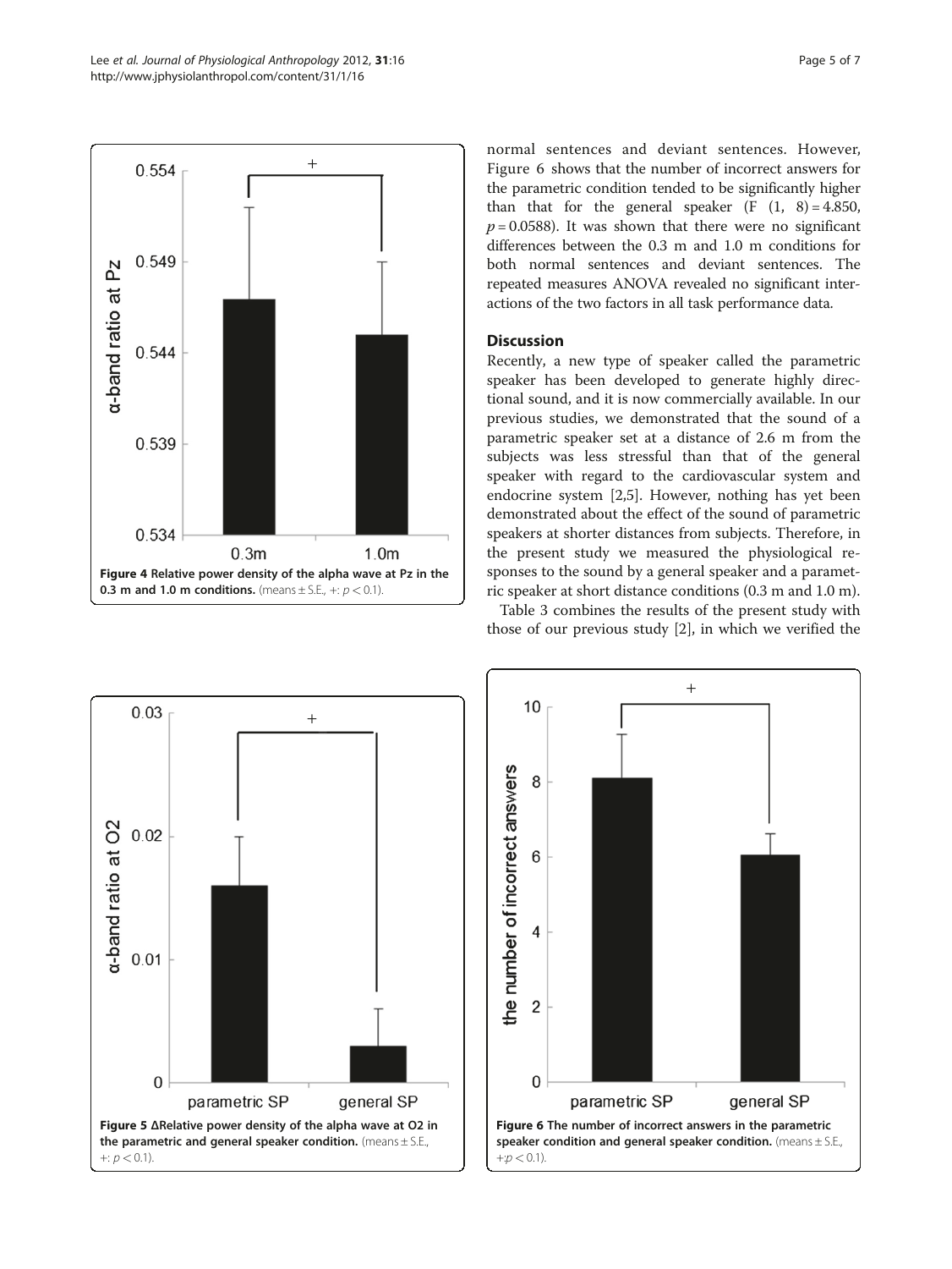Figure 4 Relative power density of the alpha wave at Pz in the 0.3 m and 1.0 m conditions. (means ± S.E., +: $p < 0.1$).

normal sentences and deviant sentences. However, Figure 6 shows that the number of incorrect answers for the parametric condition tended to be significantly higher than that for the general speaker ($F$ (1, 8) = 4.850, $p = 0.0588$). It was shown that there were no significant differences between the 0.3 m and 1.0 m conditions for both normal sentences and deviant sentences. The repeated measures ANOVA revealed no significant interactions of the two factors in all task performance data.

## Discussion

Recently, a new type of speaker called the parametric speaker has been developed to generate highly directional sound, and it is now commercially available. In our previous studies, we demonstrated that the sound of a parametric speaker set at a distance of 2.6 m from the subjects was less stressful than that of the general speaker with regard to the cardiovascular system and endocrine system [2,5]. However, nothing has yet been demonstrated about the effect of the sound of parametric speakers at shorter distances from subjects. Therefore, in the present study we measured the physiological responses to the sound by a general speaker and a parametric speaker at short distance conditions (0.3 m and 1.0 m).

Table 3 combines the results of the present study with those of our previous study [2], in which we verified the

Figure 5 ΔRelative power density of the alpha wave at O2 in the parametric and general speaker condition. (means ± S.E., +: $p < 0.1$).

Figure 6 The number of incorrect answers in the parametric speaker condition and general speaker condition. (means ± S.E., +:$p < 0.1$).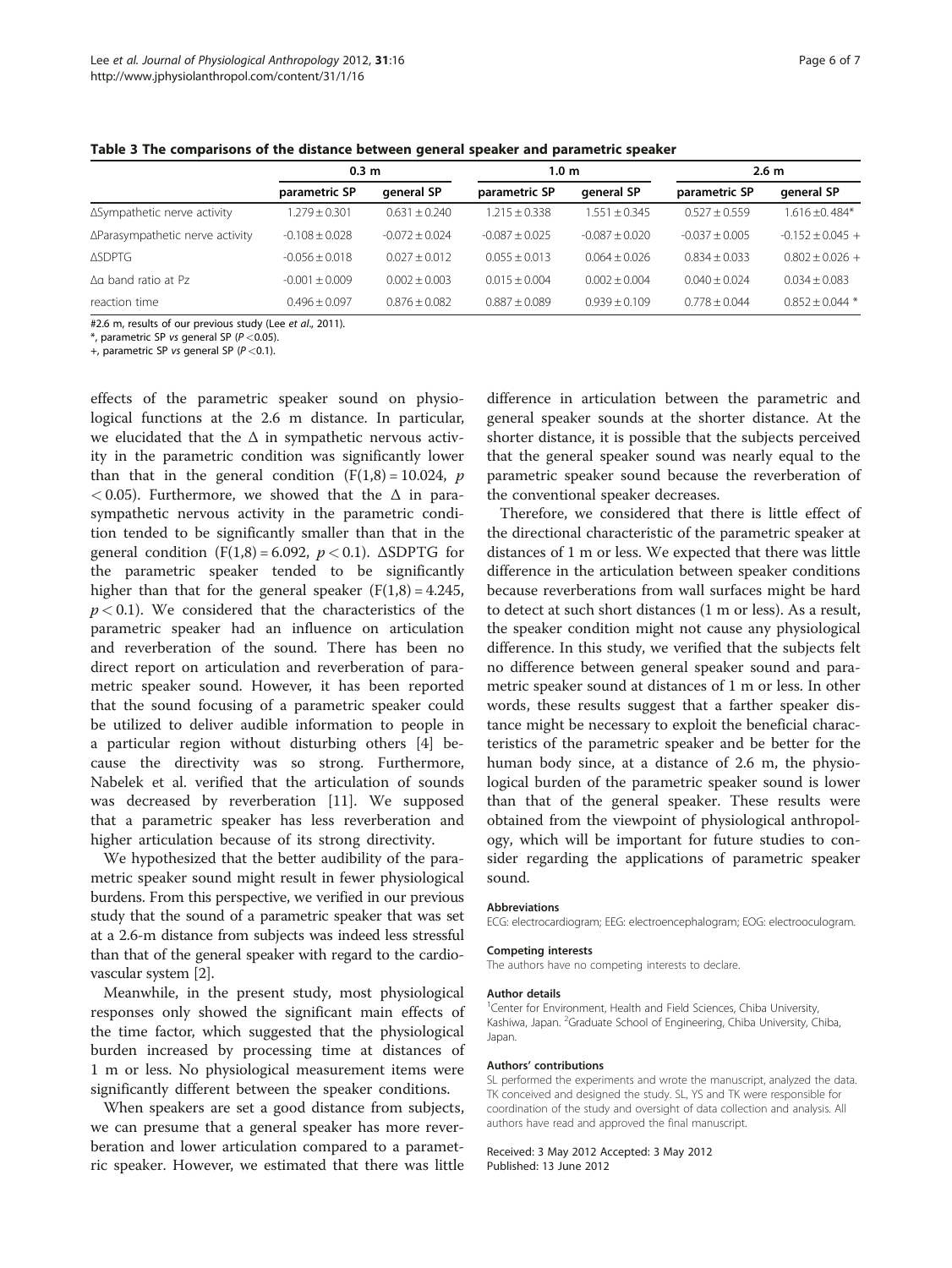**Table 3 The comparisons of the distance between general speaker and parametric speaker**

| | 0.3 m | | 1.0 m | | 2.6 m | |
|---|---|---|---|---|---|---|
| | parametric SP | general SP | parametric SP | general SP | parametric SP | general SP |
| ΔSympathetic nerve activity | 1.279 ± 0.301 | 0.631 ± 0.240 | 1.215 ± 0.338 | 1.551 ± 0.345 | 0.527 ± 0.559 | 1.616 ±0. 484* |
| ΔParasympathetic nerve activity | -0.108 ± 0.028 | -0.072 ± 0.024 | -0.087 ± 0.025 | -0.087 ± 0.020 | -0.037 ± 0.005 | -0.152 ± 0.045 + |
| ΔSDPTG | -0.056 ± 0.018 | 0.027 ± 0.012 | 0.055 ± 0.013 | 0.064 ± 0.026 | 0.834 ± 0.033 | 0.802 ± 0.026 + |
| Δα band ratio at Pz | -0.001 ± 0.009 | 0.002 ± 0.003 | 0.015 ± 0.004 | 0.002 ± 0.004 | 0.040 ± 0.024 | 0.034 ± 0.083 |
| reaction time | 0.496 ± 0.097 | 0.876 ± 0.082 | 0.887 ± 0.089 | 0.939 ± 0.109 | 0.778 ± 0.044 | 0.852 ± 0.044 * |

#2.6 m, results of our previous study (Lee *et al*., 2011).
*, parametric SP *vs* general SP ($P < 0.05$).
+, parametric SP *vs* general SP ($P < 0.1$).

effects of the parametric speaker sound on physiological functions at the 2.6 m distance. In particular, we elucidated that the Δ in sympathetic nervous activity in the parametric condition was significantly lower than that in the general condition ($F(1,8) = 10.024$, $p < 0.05$). Furthermore, we showed that the Δ in parasympathetic nervous activity in the parametric condition tended to be significantly smaller than that in the general condition ($F(1,8) = 6.092$, $p < 0.1$). ΔSDPTG for the parametric speaker tended to be significantly higher than that for the general speaker ($F(1,8) = 4.245$, $p < 0.1$). We considered that the characteristics of the parametric speaker had an influence on articulation and reverberation of the sound. There has been no direct report on articulation and reverberation of parametric speaker sound. However, it has been reported that the sound focusing of a parametric speaker could be utilized to deliver audible information to people in a particular region without disturbing others [4] because the directivity was so strong. Furthermore, Nabelek et al. verified that the articulation of sounds was decreased by reverberation [11]. We supposed that a parametric speaker has less reverberation and higher articulation because of its strong directivity.

We hypothesized that the better audibility of the parametric speaker sound might result in fewer physiological burdens. From this perspective, we verified in our previous study that the sound of a parametric speaker that was set at a 2.6-m distance from subjects was indeed less stressful than that of the general speaker with regard to the cardiovascular system [2].

Meanwhile, in the present study, most physiological responses only showed the significant main effects of the time factor, which suggested that the physiological burden increased by processing time at distances of 1 m or less. No physiological measurement items were significantly different between the speaker conditions.

When speakers are set a good distance from subjects, we can presume that a general speaker has more reverberation and lower articulation compared to a parametric speaker. However, we estimated that there was little difference in articulation between the parametric and general speaker sounds at the shorter distance. At the shorter distance, it is possible that the subjects perceived that the general speaker sound was nearly equal to the parametric speaker sound because the reverberation of the conventional speaker decreases.

Therefore, we considered that there is little effect of the directional characteristic of the parametric speaker at distances of 1 m or less. We expected that there was little difference in the articulation between speaker conditions because reverberations from wall surfaces might be hard to detect at such short distances (1 m or less). As a result, the speaker condition might not cause any physiological difference. In this study, we verified that the subjects felt no difference between general speaker sound and parametric speaker sound at distances of 1 m or less. In other words, these results suggest that a farther speaker distance might be necessary to exploit the beneficial characteristics of the parametric speaker and be better for the human body since, at a distance of 2.6 m, the physiological burden of the parametric speaker sound is lower than that of the general speaker. These results were obtained from the viewpoint of physiological anthropology, which will be important for future studies to consider regarding the applications of parametric speaker sound.

#### Abbreviations
ECG: electrocardiogram; EEG: electroencephalogram; EOG: electrooculogram.

#### Competing interests
The authors have no competing interests to declare.

#### Author details
[1]Center for Environment, Health and Field Sciences, Chiba University, Kashiwa, Japan. [2]Graduate School of Engineering, Chiba University, Chiba, Japan.

#### Authors' contributions
SL performed the experiments and wrote the manuscript, analyzed the data. TK conceived and designed the study. SL, YS and TK were responsible for coordination of the study and oversight of data collection and analysis. All authors have read and approved the final manuscript.

Received: 3 May 2012 Accepted: 3 May 2012
Published: 13 June 2012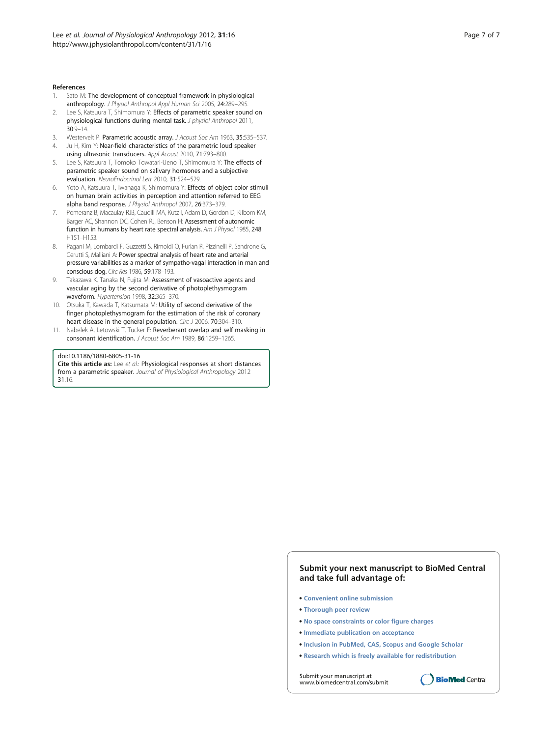## References

1. Sato M: **The development of conceptual framework in physiological anthropology.** *J Physiol Anthropol Appl Human Sci* 2005, **24**:289–295.
2. Lee S, Katsuura T, Shimomura Y: **Effects of parametric speaker sound on physiological functions during mental task.** *J physiol Anthropol* 2011, **30**:9–14.
3. Westervelt P: **Parametric acoustic array.** *J Acoust Soc Am* 1963, **35**:535–537.
4. Ju H, Kim Y: **Near-field characteristics of the parametric loud speaker using ultrasonic transducers.** *Appl Acoust* 2010, **71**:793–800.
5. Lee S, Katsuura T, Tomoko Towatari-Ueno T, Shimomura Y: **The effects of parametric speaker sound on salivary hormones and a subjective evaluation.** *NeuroEndocrinol Lett* 2010, **31**:524–529.
6. Yoto A, Katsuura T, Iwanaga K, Shimomura Y: **Effects of object color stimuli on human brain activities in perception and attention referred to EEG alpha band response.** *J Physiol Anthropol* 2007, **26**:373–379.
7. Pomeranz B, Macaulay RJB, Caudill MA, Kutz I, Adam D, Gordon D, Kilborn KM, Barger AC, Shannon DC, Cohen RJ, Benson H: **Assessment of autonomic function in humans by heart rate spectral analysis.** *Am J Physiol* 1985, **248**: H151–H153.
8. Pagani M, Lombardi F, Guzzetti S, Rimoldi O, Furlan R, Pizzinelli P, Sandrone G, Cerutti S, Malliani A: **Power spectral analysis of heart rate and arterial pressure variabilities as a marker of sympatho-vagal interaction in man and conscious dog.** *Circ Res* 1986, **59**:178–193.
9. Takazawa K, Tanaka N, Fujita M: **Assessment of vasoactive agents and vascular aging by the second derivative of photoplethysmogram waveform.** *Hypertension* 1998, **32**:365–370.
10. Otsuka T, Kawada T, Katsumata M: **Utility of second derivative of the finger photoplethysmogram for the estimation of the risk of coronary heart disease in the general population.** *Circ J* 2006, **70**:304–310.
11. Nabelek A, Letowski T, Tucker F: **Reverberant overlap and self masking in consonant identification.** *J Acoust Soc Am* 1989, **86**:1259–1265.

doi:10.1186/1880-6805-31-16

**Cite this article as:** Lee *et al.*: Physiological responses at short distances from a parametric speaker. *Journal of Physiological Anthropology* 2012 **31**:16.

**Submit your next manuscript to BioMed Central and take full advantage of:**

- **Convenient online submission**
- **Thorough peer review**
- **No space constraints or color figure charges**
- **Immediate publication on acceptance**
- **Inclusion in PubMed, CAS, Scopus and Google Scholar**
- **Research which is freely available for redistribution**

Submit your manuscript at www.biomedcentral.com/submit

BioMed Central